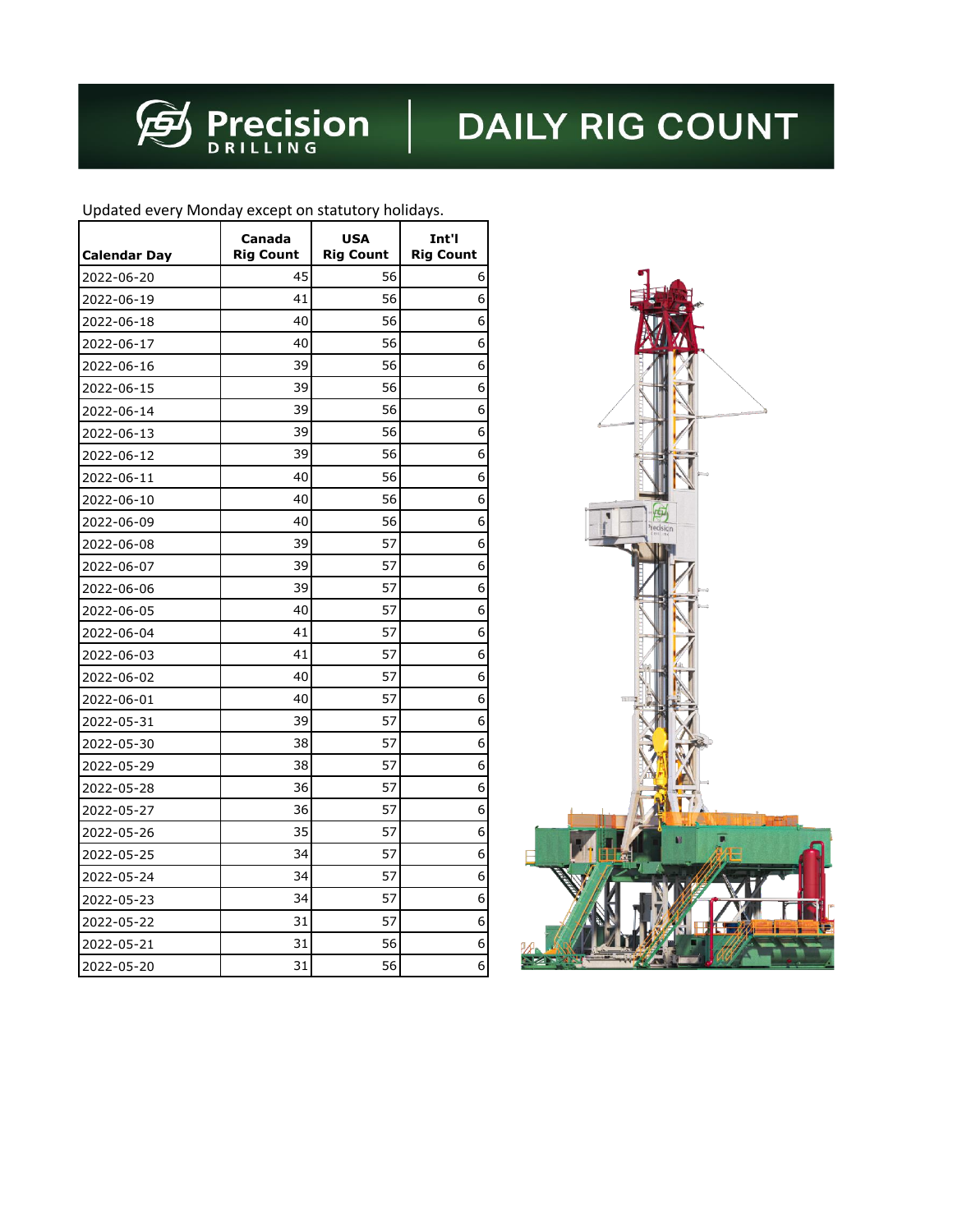# Precision DRILLING | DAILY RIG COUNT

Updated every Monday except on statutory holidays.

| Calendar Day | Canada Rig Count | USA Rig Count | Int'l Rig Count |
|---|---|---|---|
| 2022-06-20 | 45 | 56 | 6 |
| 2022-06-19 | 41 | 56 | 6 |
| 2022-06-18 | 40 | 56 | 6 |
| 2022-06-17 | 40 | 56 | 6 |
| 2022-06-16 | 39 | 56 | 6 |
| 2022-06-15 | 39 | 56 | 6 |
| 2022-06-14 | 39 | 56 | 6 |
| 2022-06-13 | 39 | 56 | 6 |
| 2022-06-12 | 39 | 56 | 6 |
| 2022-06-11 | 40 | 56 | 6 |
| 2022-06-10 | 40 | 56 | 6 |
| 2022-06-09 | 40 | 56 | 6 |
| 2022-06-08 | 39 | 57 | 6 |
| 2022-06-07 | 39 | 57 | 6 |
| 2022-06-06 | 39 | 57 | 6 |
| 2022-06-05 | 40 | 57 | 6 |
| 2022-06-04 | 41 | 57 | 6 |
| 2022-06-03 | 41 | 57 | 6 |
| 2022-06-02 | 40 | 57 | 6 |
| 2022-06-01 | 40 | 57 | 6 |
| 2022-05-31 | 39 | 57 | 6 |
| 2022-05-30 | 38 | 57 | 6 |
| 2022-05-29 | 38 | 57 | 6 |
| 2022-05-28 | 36 | 57 | 6 |
| 2022-05-27 | 36 | 57 | 6 |
| 2022-05-26 | 35 | 57 | 6 |
| 2022-05-25 | 34 | 57 | 6 |
| 2022-05-24 | 34 | 57 | 6 |
| 2022-05-23 | 34 | 57 | 6 |
| 2022-05-22 | 31 | 57 | 6 |
| 2022-05-21 | 31 | 56 | 6 |
| 2022-05-20 | 31 | 56 | 6 |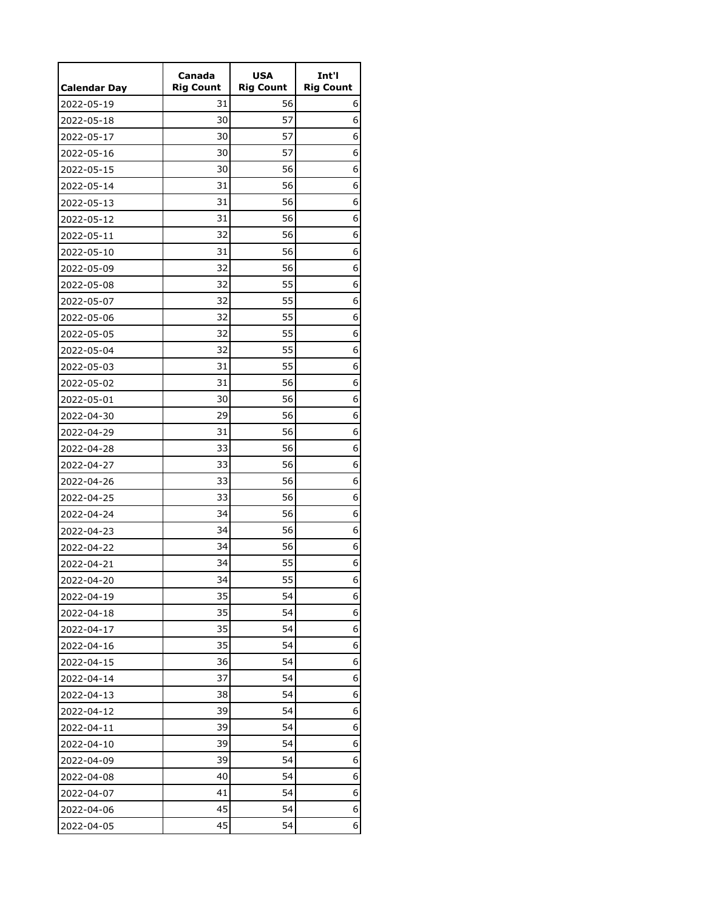| Calendar Day | Canada Rig Count | USA Rig Count | Int'l Rig Count |
|---|---|---|---|
| 2022-05-19 | 31 | 56 | 6 |
| 2022-05-18 | 30 | 57 | 6 |
| 2022-05-17 | 30 | 57 | 6 |
| 2022-05-16 | 30 | 57 | 6 |
| 2022-05-15 | 30 | 56 | 6 |
| 2022-05-14 | 31 | 56 | 6 |
| 2022-05-13 | 31 | 56 | 6 |
| 2022-05-12 | 31 | 56 | 6 |
| 2022-05-11 | 32 | 56 | 6 |
| 2022-05-10 | 31 | 56 | 6 |
| 2022-05-09 | 32 | 56 | 6 |
| 2022-05-08 | 32 | 55 | 6 |
| 2022-05-07 | 32 | 55 | 6 |
| 2022-05-06 | 32 | 55 | 6 |
| 2022-05-05 | 32 | 55 | 6 |
| 2022-05-04 | 32 | 55 | 6 |
| 2022-05-03 | 31 | 55 | 6 |
| 2022-05-02 | 31 | 56 | 6 |
| 2022-05-01 | 30 | 56 | 6 |
| 2022-04-30 | 29 | 56 | 6 |
| 2022-04-29 | 31 | 56 | 6 |
| 2022-04-28 | 33 | 56 | 6 |
| 2022-04-27 | 33 | 56 | 6 |
| 2022-04-26 | 33 | 56 | 6 |
| 2022-04-25 | 33 | 56 | 6 |
| 2022-04-24 | 34 | 56 | 6 |
| 2022-04-23 | 34 | 56 | 6 |
| 2022-04-22 | 34 | 56 | 6 |
| 2022-04-21 | 34 | 55 | 6 |
| 2022-04-20 | 34 | 55 | 6 |
| 2022-04-19 | 35 | 54 | 6 |
| 2022-04-18 | 35 | 54 | 6 |
| 2022-04-17 | 35 | 54 | 6 |
| 2022-04-16 | 35 | 54 | 6 |
| 2022-04-15 | 36 | 54 | 6 |
| 2022-04-14 | 37 | 54 | 6 |
| 2022-04-13 | 38 | 54 | 6 |
| 2022-04-12 | 39 | 54 | 6 |
| 2022-04-11 | 39 | 54 | 6 |
| 2022-04-10 | 39 | 54 | 6 |
| 2022-04-09 | 39 | 54 | 6 |
| 2022-04-08 | 40 | 54 | 6 |
| 2022-04-07 | 41 | 54 | 6 |
| 2022-04-06 | 45 | 54 | 6 |
| 2022-04-05 | 45 | 54 | 6 |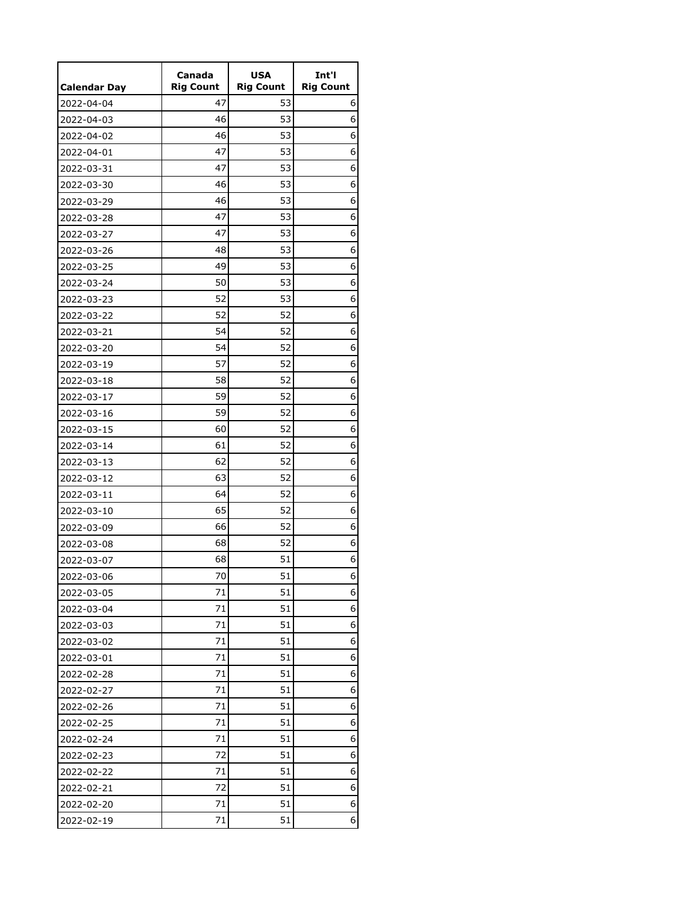| Calendar Day | Canada Rig Count | USA Rig Count | Int'l Rig Count |
|---|---|---|---|
| 2022-04-04 | 47 | 53 | 6 |
| 2022-04-03 | 46 | 53 | 6 |
| 2022-04-02 | 46 | 53 | 6 |
| 2022-04-01 | 47 | 53 | 6 |
| 2022-03-31 | 47 | 53 | 6 |
| 2022-03-30 | 46 | 53 | 6 |
| 2022-03-29 | 46 | 53 | 6 |
| 2022-03-28 | 47 | 53 | 6 |
| 2022-03-27 | 47 | 53 | 6 |
| 2022-03-26 | 48 | 53 | 6 |
| 2022-03-25 | 49 | 53 | 6 |
| 2022-03-24 | 50 | 53 | 6 |
| 2022-03-23 | 52 | 53 | 6 |
| 2022-03-22 | 52 | 52 | 6 |
| 2022-03-21 | 54 | 52 | 6 |
| 2022-03-20 | 54 | 52 | 6 |
| 2022-03-19 | 57 | 52 | 6 |
| 2022-03-18 | 58 | 52 | 6 |
| 2022-03-17 | 59 | 52 | 6 |
| 2022-03-16 | 59 | 52 | 6 |
| 2022-03-15 | 60 | 52 | 6 |
| 2022-03-14 | 61 | 52 | 6 |
| 2022-03-13 | 62 | 52 | 6 |
| 2022-03-12 | 63 | 52 | 6 |
| 2022-03-11 | 64 | 52 | 6 |
| 2022-03-10 | 65 | 52 | 6 |
| 2022-03-09 | 66 | 52 | 6 |
| 2022-03-08 | 68 | 52 | 6 |
| 2022-03-07 | 68 | 51 | 6 |
| 2022-03-06 | 70 | 51 | 6 |
| 2022-03-05 | 71 | 51 | 6 |
| 2022-03-04 | 71 | 51 | 6 |
| 2022-03-03 | 71 | 51 | 6 |
| 2022-03-02 | 71 | 51 | 6 |
| 2022-03-01 | 71 | 51 | 6 |
| 2022-02-28 | 71 | 51 | 6 |
| 2022-02-27 | 71 | 51 | 6 |
| 2022-02-26 | 71 | 51 | 6 |
| 2022-02-25 | 71 | 51 | 6 |
| 2022-02-24 | 71 | 51 | 6 |
| 2022-02-23 | 72 | 51 | 6 |
| 2022-02-22 | 71 | 51 | 6 |
| 2022-02-21 | 72 | 51 | 6 |
| 2022-02-20 | 71 | 51 | 6 |
| 2022-02-19 | 71 | 51 | 6 |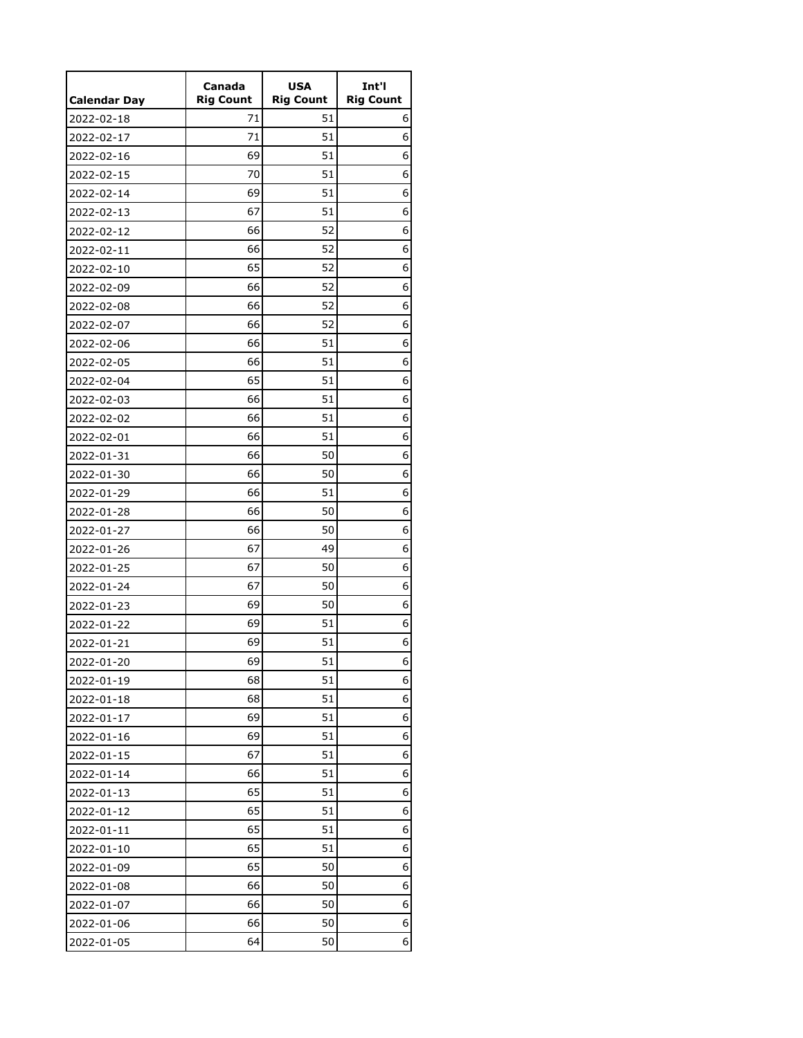| Calendar Day | Canada Rig Count | USA Rig Count | Int'l Rig Count |
| --- | --- | --- | --- |
| 2022-02-18 | 71 | 51 | 6 |
| 2022-02-17 | 71 | 51 | 6 |
| 2022-02-16 | 69 | 51 | 6 |
| 2022-02-15 | 70 | 51 | 6 |
| 2022-02-14 | 69 | 51 | 6 |
| 2022-02-13 | 67 | 51 | 6 |
| 2022-02-12 | 66 | 52 | 6 |
| 2022-02-11 | 66 | 52 | 6 |
| 2022-02-10 | 65 | 52 | 6 |
| 2022-02-09 | 66 | 52 | 6 |
| 2022-02-08 | 66 | 52 | 6 |
| 2022-02-07 | 66 | 52 | 6 |
| 2022-02-06 | 66 | 51 | 6 |
| 2022-02-05 | 66 | 51 | 6 |
| 2022-02-04 | 65 | 51 | 6 |
| 2022-02-03 | 66 | 51 | 6 |
| 2022-02-02 | 66 | 51 | 6 |
| 2022-02-01 | 66 | 51 | 6 |
| 2022-01-31 | 66 | 50 | 6 |
| 2022-01-30 | 66 | 50 | 6 |
| 2022-01-29 | 66 | 51 | 6 |
| 2022-01-28 | 66 | 50 | 6 |
| 2022-01-27 | 66 | 50 | 6 |
| 2022-01-26 | 67 | 49 | 6 |
| 2022-01-25 | 67 | 50 | 6 |
| 2022-01-24 | 67 | 50 | 6 |
| 2022-01-23 | 69 | 50 | 6 |
| 2022-01-22 | 69 | 51 | 6 |
| 2022-01-21 | 69 | 51 | 6 |
| 2022-01-20 | 69 | 51 | 6 |
| 2022-01-19 | 68 | 51 | 6 |
| 2022-01-18 | 68 | 51 | 6 |
| 2022-01-17 | 69 | 51 | 6 |
| 2022-01-16 | 69 | 51 | 6 |
| 2022-01-15 | 67 | 51 | 6 |
| 2022-01-14 | 66 | 51 | 6 |
| 2022-01-13 | 65 | 51 | 6 |
| 2022-01-12 | 65 | 51 | 6 |
| 2022-01-11 | 65 | 51 | 6 |
| 2022-01-10 | 65 | 51 | 6 |
| 2022-01-09 | 65 | 50 | 6 |
| 2022-01-08 | 66 | 50 | 6 |
| 2022-01-07 | 66 | 50 | 6 |
| 2022-01-06 | 66 | 50 | 6 |
| 2022-01-05 | 64 | 50 | 6 |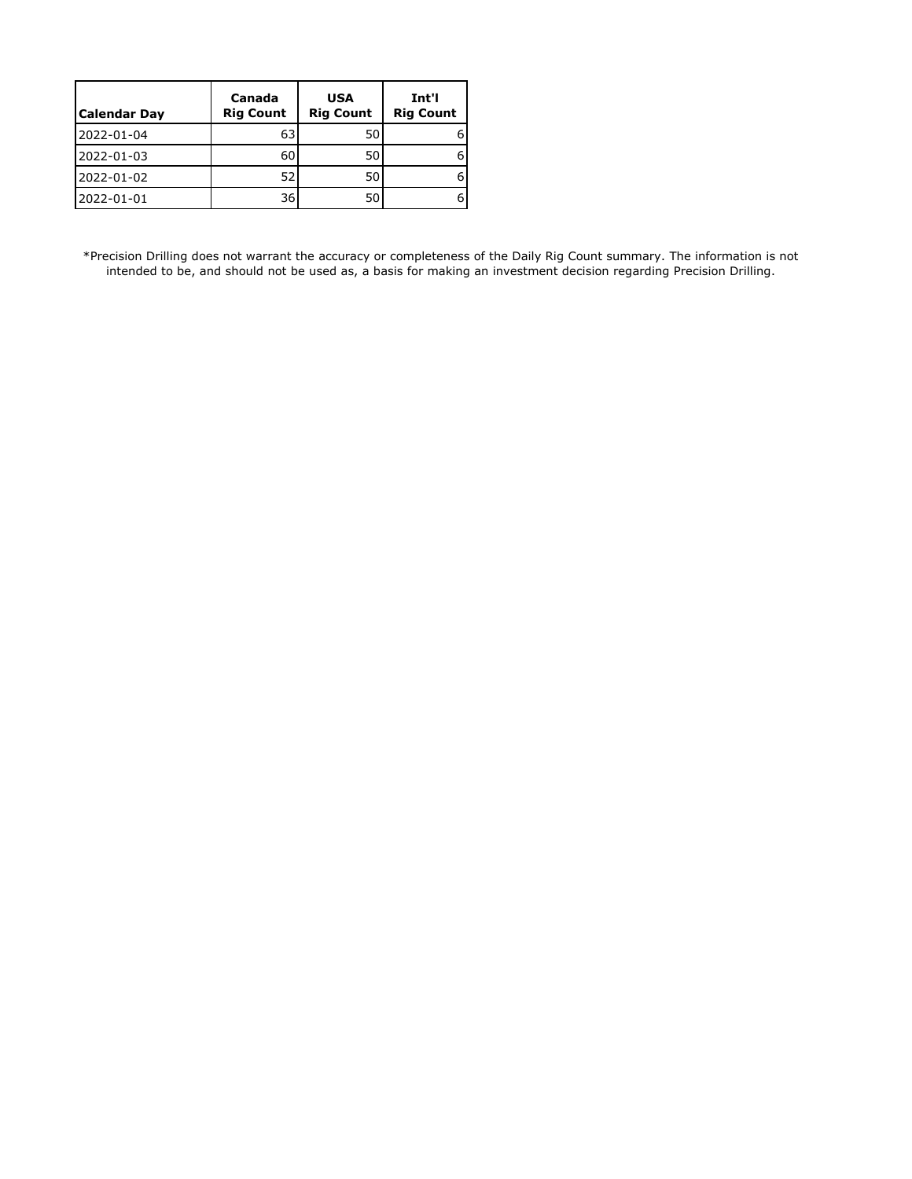| Calendar Day | Canada Rig Count | USA Rig Count | Int'l Rig Count |
|---|---|---|---|
| 2022-01-04 | 63 | 50 | 6 |
| 2022-01-03 | 60 | 50 | 6 |
| 2022-01-02 | 52 | 50 | 6 |
| 2022-01-01 | 36 | 50 | 6 |

*Precision Drilling does not warrant the accuracy or completeness of the Daily Rig Count summary. The information is not intended to be, and should not be used as, a basis for making an investment decision regarding Precision Drilling.